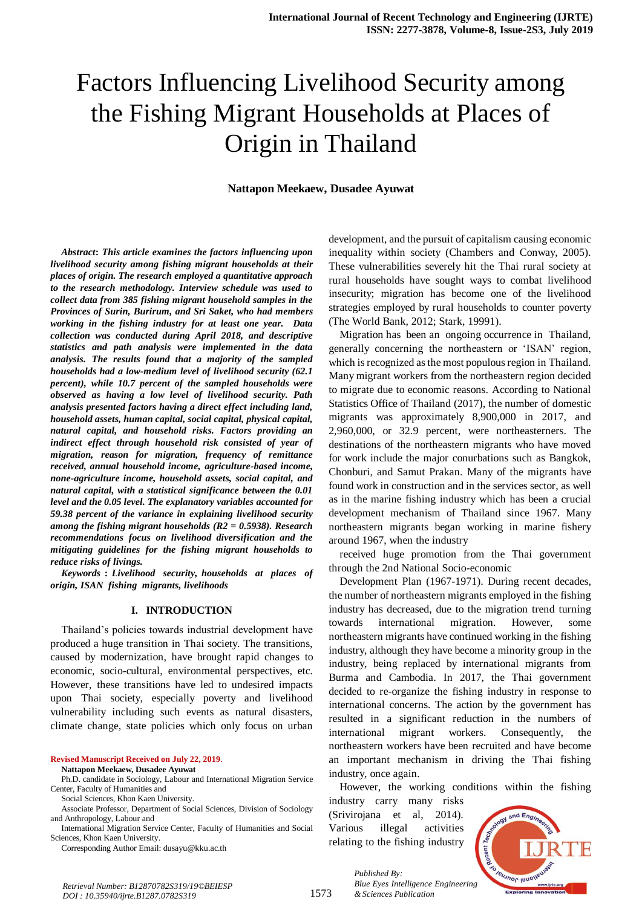# Factors Influencing Livelihood Security among the Fishing Migrant Households at Places of Origin in Thailand

**Nattapon Meekaew, Dusadee Ayuwat**

***Abstract*: *This article examines the factors influencing upon livelihood security among fishing migrant households at their places of origin. The research employed a quantitative approach to the research methodology. Interview schedule was used to collect data from 385 fishing migrant household samples in the Provinces of Surin, Burirum, and Sri Saket, who had members working in the fishing industry for at least one year. Data collection was conducted during April 2018, and descriptive statistics and path analysis were implemented in the data analysis. The results found that a majority of the sampled households had a low-medium level of livelihood security (62.1 percent), while 10.7 percent of the sampled households were observed as having a low level of livelihood security. Path analysis presented factors having a direct effect including land, household assets, human capital, social capital, physical capital, natural capital, and household risks. Factors providing an indirect effect through household risk consisted of year of migration, reason for migration, frequency of remittance received, annual household income, agriculture-based income, none-agriculture income, household assets, social capital, and natural capital, with a statistical significance between the 0.01 level and the 0.05 level. The explanatory variables accounted for 59.38 percent of the variance in explaining livelihood security among the fishing migrant households ($R2 = 0.5938$). Research recommendations focus on livelihood diversification and the mitigating guidelines for the fishing migrant households to reduce risks of livings.***

***Keywords* : *Livelihood security, households at places of origin, ISAN fishing migrants, livelihoods***

## I. INTRODUCTION

Thailand's policies towards industrial development have produced a huge transition in Thai society. The transitions, caused by modernization, have brought rapid changes to economic, socio-cultural, environmental perspectives, etc. However, these transitions have led to undesired impacts upon Thai society, especially poverty and livelihood vulnerability including such events as natural disasters, climate change, state policies which only focus on urban development, and the pursuit of capitalism causing economic inequality within society (Chambers and Conway, 2005). These vulnerabilities severely hit the Thai rural society at rural households have sought ways to combat livelihood insecurity; migration has become one of the livelihood strategies employed by rural households to counter poverty (The World Bank, 2012; Stark, 19991).

Migration has been an ongoing occurrence in Thailand, generally concerning the northeastern or 'ISAN' region, which is recognized as the most populous region in Thailand. Many migrant workers from the northeastern region decided to migrate due to economic reasons. According to National Statistics Office of Thailand (2017), the number of domestic migrants was approximately 8,900,000 in 2017, and 2,960,000, or 32.9 percent, were northeasterners. The destinations of the northeastern migrants who have moved for work include the major conurbations such as Bangkok, Chonburi, and Samut Prakan. Many of the migrants have found work in construction and in the services sector, as well as in the marine fishing industry which has been a crucial development mechanism of Thailand since 1967. Many northeastern migrants began working in marine fishery around 1967, when the industry received huge promotion from the Thai government through the 2nd National Socio-economic Development Plan (1967-1971). During recent decades, the number of northeastern migrants employed in the fishing industry has decreased, due to the migration trend turning towards international migration. However, some northeastern migrants have continued working in the fishing industry, although they have become a minority group in the industry, being replaced by international migrants from Burma and Cambodia. In 2017, the Thai government decided to re-organize the fishing industry in response to international concerns. The action by the government has resulted in a significant reduction in the numbers of international migrant workers. Consequently, the northeastern workers have been recruited and have become an important mechanism in driving the Thai fishing industry, once again.

However, the working conditions within the fishing industry carry many risks (Srivirojana et al, 2014). Various illegal activities relating to the fishing industry

---

**Revised Manuscript Received on July 22, 2019.**

**Nattapon Meekaew, Dusadee Ayuwat**

Ph.D. candidate in Sociology, Labour and International Migration Service Center, Faculty of Humanities and Social Sciences, Khon Kaen University.

Associate Professor, Department of Social Sciences, Division of Sociology and Anthropology, Labour and International Migration Service Center, Faculty of Humanities and Social Sciences, Khon Kaen University.

Corresponding Author Email: dusayu@kku.ac.th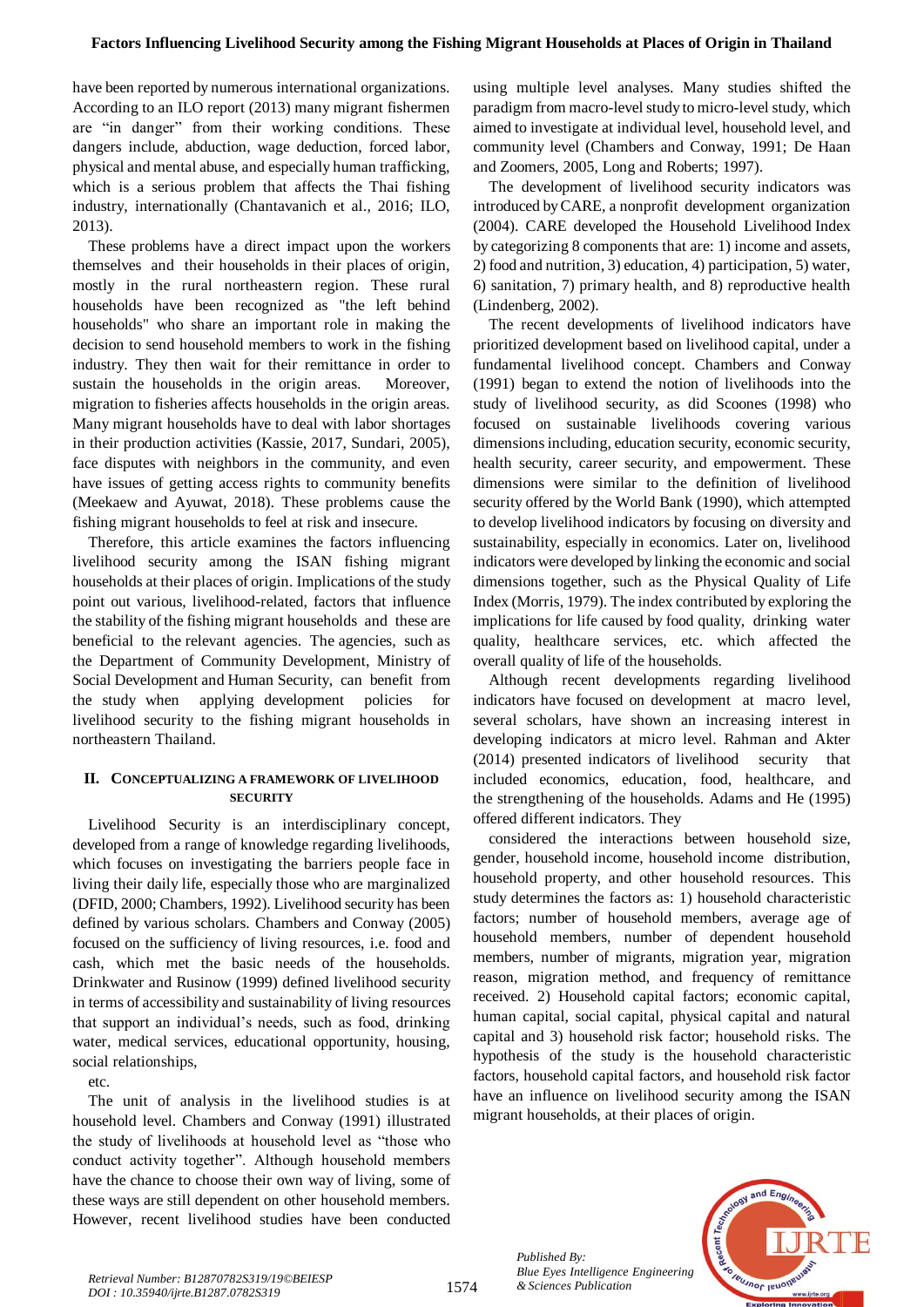have been reported by numerous international organizations. According to an ILO report (2013) many migrant fishermen are "in danger" from their working conditions. These dangers include, abduction, wage deduction, forced labor, physical and mental abuse, and especially human trafficking, which is a serious problem that affects the Thai fishing industry, internationally (Chantavanich et al., 2016; ILO, 2013).

These problems have a direct impact upon the workers themselves and their households in their places of origin, mostly in the rural northeastern region. These rural households have been recognized as "the left behind households" who share an important role in making the decision to send household members to work in the fishing industry. They then wait for their remittance in order to sustain the households in the origin areas. Moreover, migration to fisheries affects households in the origin areas. Many migrant households have to deal with labor shortages in their production activities (Kassie, 2017, Sundari, 2005), face disputes with neighbors in the community, and even have issues of getting access rights to community benefits (Meekaew and Ayuwat, 2018). These problems cause the fishing migrant households to feel at risk and insecure.

Therefore, this article examines the factors influencing livelihood security among the ISAN fishing migrant households at their places of origin. Implications of the study point out various, livelihood-related, factors that influence the stability of the fishing migrant households and these are beneficial to the relevant agencies. The agencies, such as the Department of Community Development, Ministry of Social Development and Human Security, can benefit from the study when applying development policies for livelihood security to the fishing migrant households in northeastern Thailand.

## II. CONCEPTUALIZING A FRAMEWORK OF LIVELIHOOD SECURITY

Livelihood Security is an interdisciplinary concept, developed from a range of knowledge regarding livelihoods, which focuses on investigating the barriers people face in living their daily life, especially those who are marginalized (DFID, 2000; Chambers, 1992). Livelihood security has been defined by various scholars. Chambers and Conway (2005) focused on the sufficiency of living resources, i.e. food and cash, which met the basic needs of the households. Drinkwater and Rusinow (1999) defined livelihood security in terms of accessibility and sustainability of living resources that support an individual's needs, such as food, drinking water, medical services, educational opportunity, housing, social relationships,

etc.

The unit of analysis in the livelihood studies is at household level. Chambers and Conway (1991) illustrated the study of livelihoods at household level as "those who conduct activity together". Although household members have the chance to choose their own way of living, some of these ways are still dependent on other household members. However, recent livelihood studies have been conducted using multiple level analyses. Many studies shifted the paradigm from macro-level study to micro-level study, which aimed to investigate at individual level, household level, and community level (Chambers and Conway, 1991; De Haan and Zoomers, 2005, Long and Roberts; 1997).

The development of livelihood security indicators was introduced by CARE, a nonprofit development organization (2004). CARE developed the Household Livelihood Index by categorizing 8 components that are: 1) income and assets, 2) food and nutrition, 3) education, 4) participation, 5) water, 6) sanitation, 7) primary health, and 8) reproductive health (Lindenberg, 2002).

The recent developments of livelihood indicators have prioritized development based on livelihood capital, under a fundamental livelihood concept. Chambers and Conway (1991) began to extend the notion of livelihoods into the study of livelihood security, as did Scoones (1998) who focused on sustainable livelihoods covering various dimensions including, education security, economic security, health security, career security, and empowerment. These dimensions were similar to the definition of livelihood security offered by the World Bank (1990), which attempted to develop livelihood indicators by focusing on diversity and sustainability, especially in economics. Later on, livelihood indicators were developed by linking the economic and social dimensions together, such as the Physical Quality of Life Index (Morris, 1979). The index contributed by exploring the implications for life caused by food quality, drinking water quality, healthcare services, etc. which affected the overall quality of life of the households.

Although recent developments regarding livelihood indicators have focused on development at macro level, several scholars, have shown an increasing interest in developing indicators at micro level. Rahman and Akter (2014) presented indicators of livelihood security that included economics, education, food, healthcare, and the strengthening of the households. Adams and He (1995) offered different indicators. They

considered the interactions between household size, gender, household income, household income distribution, household property, and other household resources. This study determines the factors as: 1) household characteristic factors; number of household members, average age of household members, number of dependent household members, number of migrants, migration year, migration reason, migration method, and frequency of remittance received. 2) Household capital factors; economic capital, human capital, social capital, physical capital and natural capital and 3) household risk factor; household risks. The hypothesis of the study is the household characteristic factors, household capital factors, and household risk factor have an influence on livelihood security among the ISAN migrant households, at their places of origin.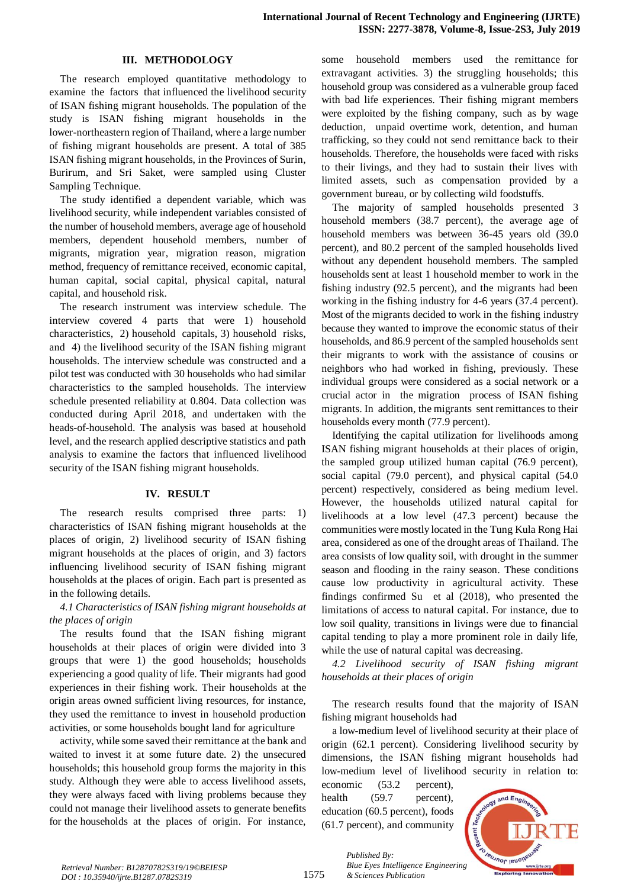## III. METHODOLOGY

The research employed quantitative methodology to examine the factors that influenced the livelihood security of ISAN fishing migrant households. The population of the study is ISAN fishing migrant households in the lower-northeastern region of Thailand, where a large number of fishing migrant households are present. A total of 385 ISAN fishing migrant households, in the Provinces of Surin, Burirum, and Sri Saket, were sampled using Cluster Sampling Technique.

The study identified a dependent variable, which was livelihood security, while independent variables consisted of the number of household members, average age of household members, dependent household members, number of migrants, migration year, migration reason, migration method, frequency of remittance received, economic capital, human capital, social capital, physical capital, natural capital, and household risk.

The research instrument was interview schedule. The interview covered 4 parts that were 1) household characteristics, 2) household capitals, 3) household risks, and 4) the livelihood security of the ISAN fishing migrant households. The interview schedule was constructed and a pilot test was conducted with 30 households who had similar characteristics to the sampled households. The interview schedule presented reliability at 0.804. Data collection was conducted during April 2018, and undertaken with the heads-of-household. The analysis was based at household level, and the research applied descriptive statistics and path analysis to examine the factors that influenced livelihood security of the ISAN fishing migrant households.

## IV. RESULT

The research results comprised three parts: 1) characteristics of ISAN fishing migrant households at the places of origin, 2) livelihood security of ISAN fishing migrant households at the places of origin, and 3) factors influencing livelihood security of ISAN fishing migrant households at the places of origin. Each part is presented as in the following details.

*4.1 Characteristics of ISAN fishing migrant households at the places of origin*

The results found that the ISAN fishing migrant households at their places of origin were divided into 3 groups that were 1) the good households; households experiencing a good quality of life. Their migrants had good experiences in their fishing work. Their households at the origin areas owned sufficient living resources, for instance, they used the remittance to invest in household production activities, or some households bought land for agriculture activity, while some saved their remittance at the bank and waited to invest it at some future date. 2) the unsecured households; this household group forms the majority in this study. Although they were able to access livelihood assets, they were always faced with living problems because they could not manage their livelihood assets to generate benefits for the households at the places of origin. For instance, some household members used the remittance for extravagant activities. 3) the struggling households; this household group was considered as a vulnerable group faced with bad life experiences. Their fishing migrant members were exploited by the fishing company, such as by wage deduction, unpaid overtime work, detention, and human trafficking, so they could not send remittance back to their households. Therefore, the households were faced with risks to their livings, and they had to sustain their lives with limited assets, such as compensation provided by a government bureau, or by collecting wild foodstuffs.

The majority of sampled households presented 3 household members (38.7 percent), the average age of household members was between 36-45 years old (39.0 percent), and 80.2 percent of the sampled households lived without any dependent household members. The sampled households sent at least 1 household member to work in the fishing industry (92.5 percent), and the migrants had been working in the fishing industry for 4-6 years (37.4 percent). Most of the migrants decided to work in the fishing industry because they wanted to improve the economic status of their households, and 86.9 percent of the sampled households sent their migrants to work with the assistance of cousins or neighbors who had worked in fishing, previously. These individual groups were considered as a social network or a crucial actor in the migration process of ISAN fishing migrants. In addition, the migrants sent remittances to their households every month (77.9 percent).

Identifying the capital utilization for livelihoods among ISAN fishing migrant households at their places of origin, the sampled group utilized human capital (76.9 percent), social capital (79.0 percent), and physical capital (54.0 percent) respectively, considered as being medium level. However, the households utilized natural capital for livelihoods at a low level (47.3 percent) because the communities were mostly located in the Tung Kula Rong Hai area, considered as one of the drought areas of Thailand. The area consists of low quality soil, with drought in the summer season and flooding in the rainy season. These conditions cause low productivity in agricultural activity. These findings confirmed Su et al (2018), who presented the limitations of access to natural capital. For instance, due to low soil quality, transitions in livings were due to financial capital tending to play a more prominent role in daily life, while the use of natural capital was decreasing.

*4.2 Livelihood security of ISAN fishing migrant households at their places of origin*

The research results found that the majority of ISAN fishing migrant households had a low-medium level of livelihood security at their place of origin (62.1 percent). Considering livelihood security by dimensions, the ISAN fishing migrant households had low-medium level of livelihood security in relation to: economic (53.2 percent), health (59.7 percent), education (60.5 percent), foods (61.7 percent), and community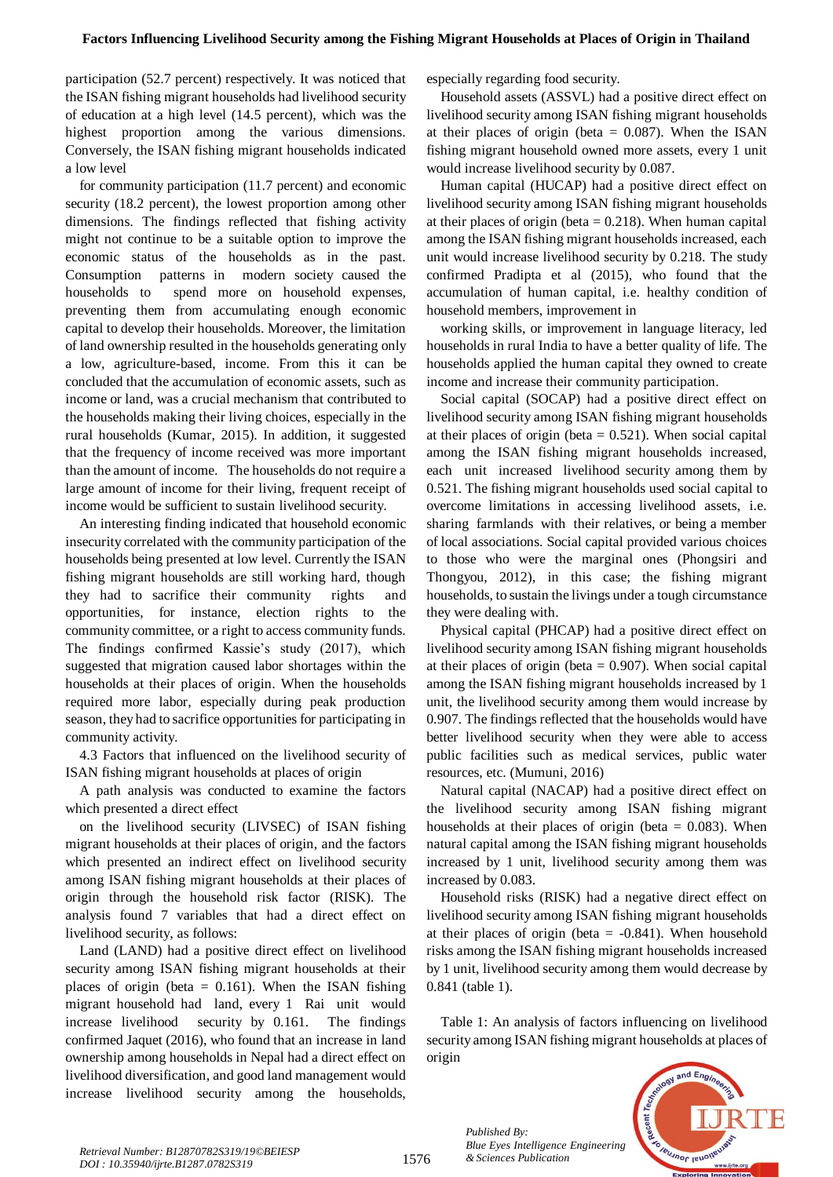participation (52.7 percent) respectively. It was noticed that the ISAN fishing migrant households had livelihood security of education at a high level (14.5 percent), which was the highest proportion among the various dimensions. Conversely, the ISAN fishing migrant households indicated a low level for community participation (11.7 percent) and economic security (18.2 percent), the lowest proportion among other dimensions. The findings reflected that fishing activity might not continue to be a suitable option to improve the economic status of the households as in the past. Consumption patterns in modern society caused the households to spend more on household expenses, preventing them from accumulating enough economic capital to develop their households. Moreover, the limitation of land ownership resulted in the households generating only a low, agriculture-based, income. From this it can be concluded that the accumulation of economic assets, such as income or land, was a crucial mechanism that contributed to the households making their living choices, especially in the rural households (Kumar, 2015). In addition, it suggested that the frequency of income received was more important than the amount of income. The households do not require a large amount of income for their living, frequent receipt of income would be sufficient to sustain livelihood security.

An interesting finding indicated that household economic insecurity correlated with the community participation of the households being presented at low level. Currently the ISAN fishing migrant households are still working hard, though they had to sacrifice their community rights and opportunities, for instance, election rights to the community committee, or a right to access community funds. The findings confirmed Kassie's study (2017), which suggested that migration caused labor shortages within the households at their places of origin. When the households required more labor, especially during peak production season, they had to sacrifice opportunities for participating in community activity.

4.3 Factors that influenced on the livelihood security of ISAN fishing migrant households at places of origin

A path analysis was conducted to examine the factors which presented a direct effect on the livelihood security (LIVSEC) of ISAN fishing migrant households at their places of origin, and the factors which presented an indirect effect on livelihood security among ISAN fishing migrant households at their places of origin through the household risk factor (RISK). The analysis found 7 variables that had a direct effect on livelihood security, as follows:

Land (LAND) had a positive direct effect on livelihood security among ISAN fishing migrant households at their places of origin (beta = 0.161). When the ISAN fishing migrant household had land, every 1 Rai unit would increase livelihood security by 0.161. The findings confirmed Jaquet (2016), who found that an increase in land ownership among households in Nepal had a direct effect on livelihood diversification, and good land management would increase livelihood security among the households, especially regarding food security.

Household assets (ASSVL) had a positive direct effect on livelihood security among ISAN fishing migrant households at their places of origin (beta = 0.087). When the ISAN fishing migrant household owned more assets, every 1 unit would increase livelihood security by 0.087.

Human capital (HUCAP) had a positive direct effect on livelihood security among ISAN fishing migrant households at their places of origin (beta = 0.218). When human capital among the ISAN fishing migrant households increased, each unit would increase livelihood security by 0.218. The study confirmed Pradipta et al (2015), who found that the accumulation of human capital, i.e. healthy condition of household members, improvement in working skills, or improvement in language literacy, led households in rural India to have a better quality of life. The households applied the human capital they owned to create income and increase their community participation.

Social capital (SOCAP) had a positive direct effect on livelihood security among ISAN fishing migrant households at their places of origin (beta = 0.521). When social capital among the ISAN fishing migrant households increased, each unit increased livelihood security among them by 0.521. The fishing migrant households used social capital to overcome limitations in accessing livelihood assets, i.e. sharing farmlands with their relatives, or being a member of local associations. Social capital provided various choices to those who were the marginal ones (Phongsiri and Thongyou, 2012), in this case; the fishing migrant households, to sustain the livings under a tough circumstance they were dealing with.

Physical capital (PHCAP) had a positive direct effect on livelihood security among ISAN fishing migrant households at their places of origin (beta = 0.907). When social capital among the ISAN fishing migrant households increased by 1 unit, the livelihood security among them would increase by 0.907. The findings reflected that the households would have better livelihood security when they were able to access public facilities such as medical services, public water resources, etc. (Mumuni, 2016)

Natural capital (NACAP) had a positive direct effect on the livelihood security among ISAN fishing migrant households at their places of origin (beta = 0.083). When natural capital among the ISAN fishing migrant households increased by 1 unit, livelihood security among them was increased by 0.083.

Household risks (RISK) had a negative direct effect on livelihood security among ISAN fishing migrant households at their places of origin (beta = -0.841). When household risks among the ISAN fishing migrant households increased by 1 unit, livelihood security among them would decrease by 0.841 (table 1).

Table 1: An analysis of factors influencing on livelihood security among ISAN fishing migrant households at places of origin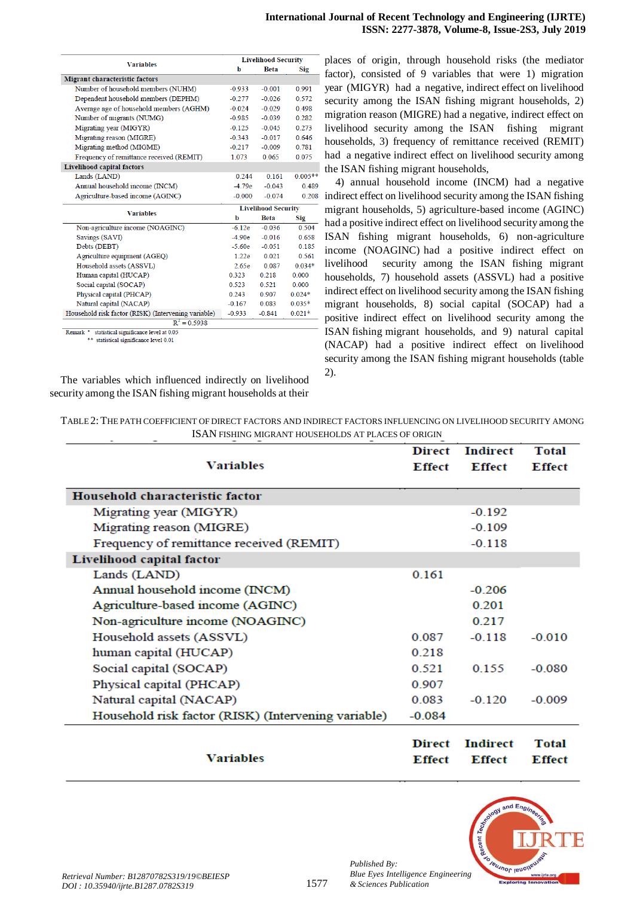| Variables | Livelihood Security | | |
|---|---|---|---|
| | b | Beta | Sig |
| **Migrant characteristic factors** | | | |
| Number of household members (NUHM) | -0.933 | -0.001 | 0.991 |
| Dependent household members (DEPHM) | -0.277 | -0.026 | 0.572 |
| Average age of household members (AGHM) | -0.024 | -0.029 | 0.498 |
| Number of migrants (NUMG) | -0.985 | -0.039 | 0.282 |
| Migrating year (MIGYR) | -0.125 | -0.045 | 0.273 |
| Migrating reason (MIGRE) | -0.343 | -0.017 | 0.646 |
| Migrating method (MIGME) | -0.217 | -0.009 | 0.781 |
| Frequency of remittance received (REMIT) | 1.073 | 0.065 | 0.075 |
| **Livelihood capital factors** | | | |
| Lands (LAND) | 0.244 | 0.161 | 0.005** |
| Annual household income (INCM) | -4.79e | -0.043 | 0.489 |
| Agriculture-based income (AGINC) | -0.000 | -0.074 | 0.208 |
| Non-agriculture income (NOAGINC) | -6.12e | -0.036 | 0.504 |
| Savings (SAVI) | -4.90e | -0.016 | 0.658 |
| Debts (DEBT) | -5.60e | -0.051 | 0.185 |
| Agriculture equipment (AGEQ) | 1.22e | 0.021 | 0.561 |
| Household assets (ASSVL) | 2.65e | 0.087 | 0.034* |
| Human capital (HUCAP) | 0.323 | 0.218 | 0.000 |
| Social capital (SOCAP) | 0.523 | 0.521 | 0.000 |
| Physical capital (PHCAP) | 0.243 | 0.907 | 0.024* |
| Natural capital (NACAP) | -0.167 | 0.083 | 0.035* |
| Household risk factor (RISK) (Intervening variable) | -0.933 | -0.841 | 0.021* |
| | $R^2 = 0.5938$ | | |

Remark * statistical significance level at 0.05
** statistical significance level 0.01

The variables which influenced indirectly on livelihood security among the ISAN fishing migrant households at their places of origin, through household risks (the mediator factor), consisted of 9 variables that were 1) migration year (MIGYR) had a negative, indirect effect on livelihood security among the ISAN fishing migrant households, 2) migration reason (MIGRE) had a negative, indirect effect on livelihood security among the ISAN fishing migrant households, 3) frequency of remittance received (REMIT) had a negative indirect effect on livelihood security among the ISAN fishing migrant households,

4) annual household income (INCM) had a negative indirect effect on livelihood security among the ISAN fishing migrant households, 5) agriculture-based income (AGINC) had a positive indirect effect on livelihood security among the ISAN fishing migrant households, 6) non-agriculture income (NOAGINC) had a positive indirect effect on livelihood security among the ISAN fishing migrant households, 7) household assets (ASSVL) had a positive indirect effect on livelihood security among the ISAN fishing migrant households, 8) social capital (SOCAP) had a positive indirect effect on livelihood security among the ISAN fishing migrant households, and 9) natural capital (NACAP) had a positive indirect effect on livelihood security among the ISAN fishing migrant households (table 2).

TABLE 2: THE PATH COEFFICIENT OF DIRECT FACTORS AND INDIRECT FACTORS INFLUENCING ON LIVELIHOOD SECURITY AMONG ISAN FISHING MIGRANT HOUSEHOLDS AT PLACES OF ORIGIN

| Variables | Direct Effect | Indirect Effect | Total Effect |
|---|---|---|---|
| **Household characteristic factor** | | | |
| Migrating year (MIGYR) | | -0.192 | |
| Migrating reason (MIGRE) | | -0.109 | |
| Frequency of remittance received (REMIT) | | -0.118 | |
| **Livelihood capital factor** | | | |
| Lands (LAND) | 0.161 | | |
| Annual household income (INCM) | | -0.206 | |
| Agriculture-based income (AGINC) | | 0.201 | |
| Non-agriculture income (NOAGINC) | | 0.217 | |
| Household assets (ASSVL) | 0.087 | -0.118 | -0.010 |
| human capital (HUCAP) | 0.218 | | |
| Social capital (SOCAP) | 0.521 | 0.155 | -0.080 |
| Physical capital (PHCAP) | 0.907 | | |
| Natural capital (NACAP) | 0.083 | -0.120 | -0.009 |
| Household risk factor (RISK) (Intervening variable) | -0.084 | | |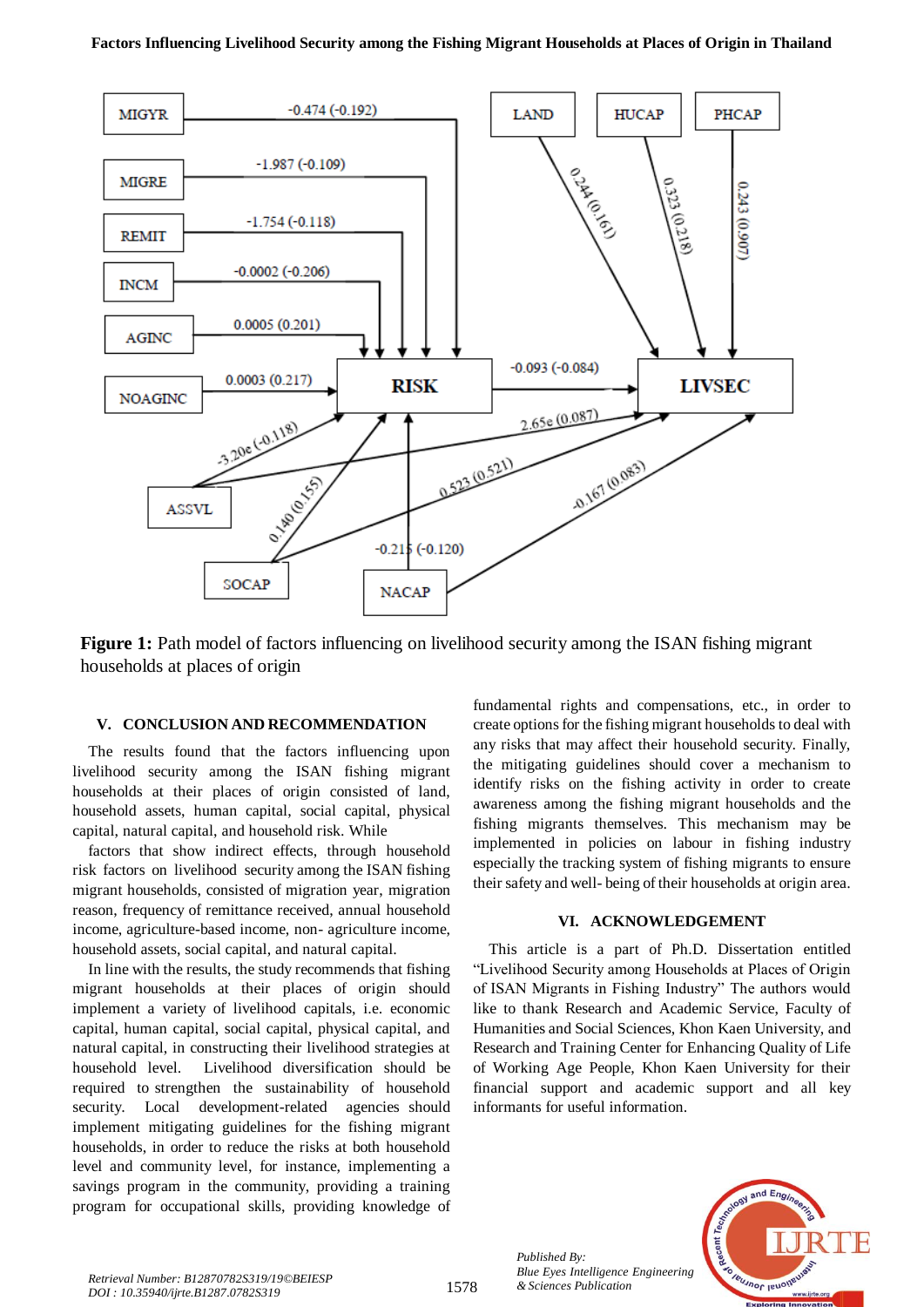**Figure 1:** Path model of factors influencing on livelihood security among the ISAN fishing migrant households at places of origin

## V. CONCLUSION AND RECOMMENDATION

The results found that the factors influencing upon livelihood security among the ISAN fishing migrant households at their places of origin consisted of land, household assets, human capital, social capital, physical capital, natural capital, and household risk. While

factors that show indirect effects, through household risk factors on livelihood security among the ISAN fishing migrant households, consisted of migration year, migration reason, frequency of remittance received, annual household income, agriculture-based income, non- agriculture income, household assets, social capital, and natural capital.

In line with the results, the study recommends that fishing migrant households at their places of origin should implement a variety of livelihood capitals, i.e. economic capital, human capital, social capital, physical capital, and natural capital, in constructing their livelihood strategies at household level. Livelihood diversification should be required to strengthen the sustainability of household security. Local development-related agencies should implement mitigating guidelines for the fishing migrant households, in order to reduce the risks at both household level and community level, for instance, implementing a savings program in the community, providing a training program for occupational skills, providing knowledge of fundamental rights and compensations, etc., in order to create options for the fishing migrant households to deal with any risks that may affect their household security. Finally, the mitigating guidelines should cover a mechanism to identify risks on the fishing activity in order to create awareness among the fishing migrant households and the fishing migrants themselves. This mechanism may be implemented in policies on labour in fishing industry especially the tracking system of fishing migrants to ensure their safety and well- being of their households at origin area.

## VI. ACKNOWLEDGEMENT

This article is a part of Ph.D. Dissertation entitled "Livelihood Security among Households at Places of Origin of ISAN Migrants in Fishing Industry" The authors would like to thank Research and Academic Service, Faculty of Humanities and Social Sciences, Khon Kaen University, and Research and Training Center for Enhancing Quality of Life of Working Age People, Khon Kaen University for their financial support and academic support and all key informants for useful information.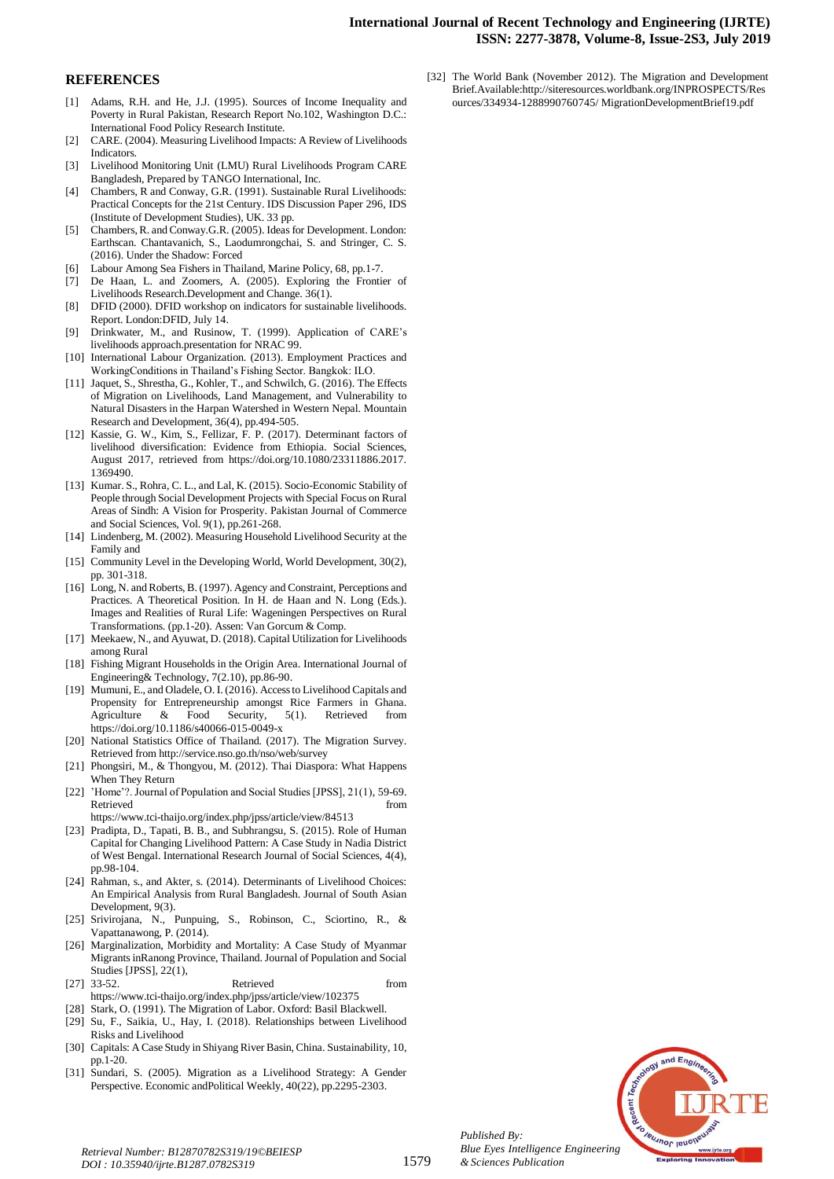## REFERENCES

[1] Adams, R.H. and He, J.J. (1995). Sources of Income Inequality and Poverty in Rural Pakistan, Research Report No.102, Washington D.C.: International Food Policy Research Institute.

[2] CARE. (2004). Measuring Livelihood Impacts: A Review of Livelihoods Indicators.

[3] Livelihood Monitoring Unit (LMU) Rural Livelihoods Program CARE Bangladesh, Prepared by TANGO International, Inc.

[4] Chambers, R and Conway, G.R. (1991). Sustainable Rural Livelihoods: Practical Concepts for the 21st Century. IDS Discussion Paper 296, IDS (Institute of Development Studies), UK. 33 pp.

[5] Chambers, R. and Conway.G.R. (2005). Ideas for Development. London: Earthscan. Chantavanich, S., Laodumrongchai, S. and Stringer, C. S. (2016). Under the Shadow: Forced

[6] Labour Among Sea Fishers in Thailand, Marine Policy, 68, pp.1-7.

[7] De Haan, L. and Zoomers, A. (2005). Exploring the Frontier of Livelihoods Research.Development and Change. 36(1).

[8] DFID (2000). DFID workshop on indicators for sustainable livelihoods. Report. London:DFID, July 14.

[9] Drinkwater, M., and Rusinow, T. (1999). Application of CARE's livelihoods approach.presentation for NRAC 99.

[10] International Labour Organization. (2013). Employment Practices and WorkingConditions in Thailand's Fishing Sector. Bangkok: ILO.

[11] Jaquet, S., Shrestha, G., Kohler, T., and Schwilch, G. (2016). The Effects of Migration on Livelihoods, Land Management, and Vulnerability to Natural Disasters in the Harpan Watershed in Western Nepal. Mountain Research and Development, 36(4), pp.494-505.

[12] Kassie, G. W., Kim, S., Fellizar, F. P. (2017). Determinant factors of livelihood diversification: Evidence from Ethiopia. Social Sciences, August 2017, retrieved from https://doi.org/10.1080/23311886.2017. 1369490.

[13] Kumar. S., Rohra, C. L., and Lal, K. (2015). Socio-Economic Stability of People through Social Development Projects with Special Focus on Rural Areas of Sindh: A Vision for Prosperity. Pakistan Journal of Commerce and Social Sciences, Vol. 9(1), pp.261-268.

[14] Lindenberg, M. (2002). Measuring Household Livelihood Security at the Family and

[15] Community Level in the Developing World, World Development, 30(2), pp. 301-318.

[16] Long, N. and Roberts, B. (1997). Agency and Constraint, Perceptions and Practices. A Theoretical Position. In H. de Haan and N. Long (Eds.). Images and Realities of Rural Life: Wageningen Perspectives on Rural Transformations. (pp.1-20). Assen: Van Gorcum & Comp.

[17] Meekaew, N., and Ayuwat, D. (2018). Capital Utilization for Livelihoods among Rural

[18] Fishing Migrant Households in the Origin Area. International Journal of Engineering& Technology, 7(2.10), pp.86-90.

[19] Mumuni, E., and Oladele, O. I. (2016). Access to Livelihood Capitals and Propensity for Entrepreneurship amongst Rice Farmers in Ghana. Agriculture & Food Security, 5(1). Retrieved from https://doi.org/10.1186/s40066-015-0049-x

[20] National Statistics Office of Thailand. (2017). The Migration Survey. Retrieved from http://service.nso.go.th/nso/web/survey

[21] Phongsiri, M., & Thongyou, M. (2012). Thai Diaspora: What Happens When They Return

[22] 'Home'?. Journal of Population and Social Studies [JPSS], 21(1), 59-69. Retrieved from https://www.tci-thaijo.org/index.php/jpss/article/view/84513

[23] Pradipta, D., Tapati, B. B., and Subhrangsu, S. (2015). Role of Human Capital for Changing Livelihood Pattern: A Case Study in Nadia District of West Bengal. International Research Journal of Social Sciences, 4(4), pp.98-104.

[24] Rahman, s., and Akter, s. (2014). Determinants of Livelihood Choices: An Empirical Analysis from Rural Bangladesh. Journal of South Asian Development, 9(3).

[25] Srivirojana, N., Punpuing, S., Robinson, C., Sciortino, R., & Vapattanawong, P. (2014).

[26] Marginalization, Morbidity and Mortality: A Case Study of Myanmar Migrants inRanong Province, Thailand. Journal of Population and Social Studies [JPSS], 22(1),

[27] 33-52. Retrieved from https://www.tci-thaijo.org/index.php/jpss/article/view/102375

[28] Stark, O. (1991). The Migration of Labor. Oxford: Basil Blackwell.

[29] Su, F., Saikia, U., Hay, I. (2018). Relationships between Livelihood Risks and Livelihood

[30] Capitals: A Case Study in Shiyang River Basin, China. Sustainability, 10, pp.1-20.

[31] Sundari, S. (2005). Migration as a Livelihood Strategy: A Gender Perspective. Economic andPolitical Weekly, 40(22), pp.2295-2303.

[32] The World Bank (November 2012). The Migration and Development Brief.Available:http://siteresources.worldbank.org/INPROSPECTS/Resources/334934-1288990760745/ MigrationDevelopmentBrief19.pdf